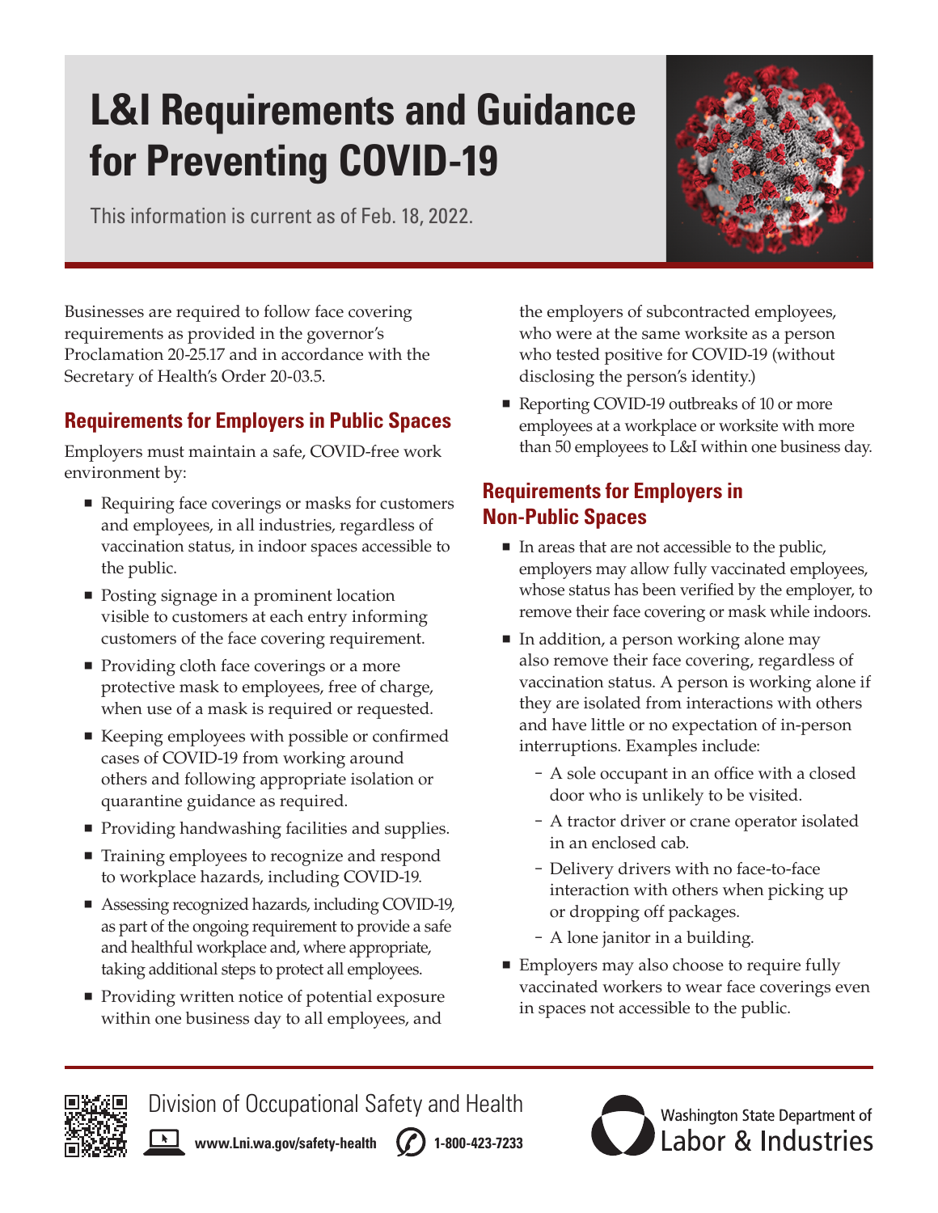# L&I Requirements and Guidance for Preventing COVID-19

This information is current as of Feb. 18, 2022.

Businesses are required to follow face covering requirements as provided in the governor's Proclamation 20-25.17 and in accordance with the Secretary of Health's Order 20-03.5.

## Requirements for Employers in Public Spaces

Employers must maintain a safe, COVID-free work environment by:

- Requiring face coverings or masks for customers and employees, in all industries, regardless of vaccination status, in indoor spaces accessible to the public.
- Posting signage in a prominent location visible to customers at each entry informing customers of the face covering requirement.
- Providing cloth face coverings or a more protective mask to employees, free of charge, when use of a mask is required or requested.
- Keeping employees with possible or confirmed cases of COVID-19 from working around others and following appropriate isolation or quarantine guidance as required.
- Providing handwashing facilities and supplies.
- Training employees to recognize and respond to workplace hazards, including COVID-19.
- Assessing recognized hazards, including COVID-19, as part of the ongoing requirement to provide a safe and healthful workplace and, where appropriate, taking additional steps to protect all employees.
- Providing written notice of potential exposure within one business day to all employees, and the employers of subcontracted employees, who were at the same worksite as a person who tested positive for COVID-19 (without disclosing the person's identity.)
- Reporting COVID-19 outbreaks of 10 or more employees at a workplace or worksite with more than 50 employees to L&I within one business day.

## Requirements for Employers in Non-Public Spaces

- In areas that are not accessible to the public, employers may allow fully vaccinated employees, whose status has been verified by the employer, to remove their face covering or mask while indoors.
- In addition, a person working alone may also remove their face covering, regardless of vaccination status. A person is working alone if they are isolated from interactions with others and have little or no expectation of in-person interruptions. Examples include:
  - A sole occupant in an office with a closed door who is unlikely to be visited.
  - A tractor driver or crane operator isolated in an enclosed cab.
  - Delivery drivers with no face-to-face interaction with others when picking up or dropping off packages.
  - A lone janitor in a building.
- Employers may also choose to require fully vaccinated workers to wear face coverings even in spaces not accessible to the public.

Division of Occupational Safety and Health

www.Lni.wa.gov/safety-health 1-800-423-7233

Washington State Department of Labor & Industries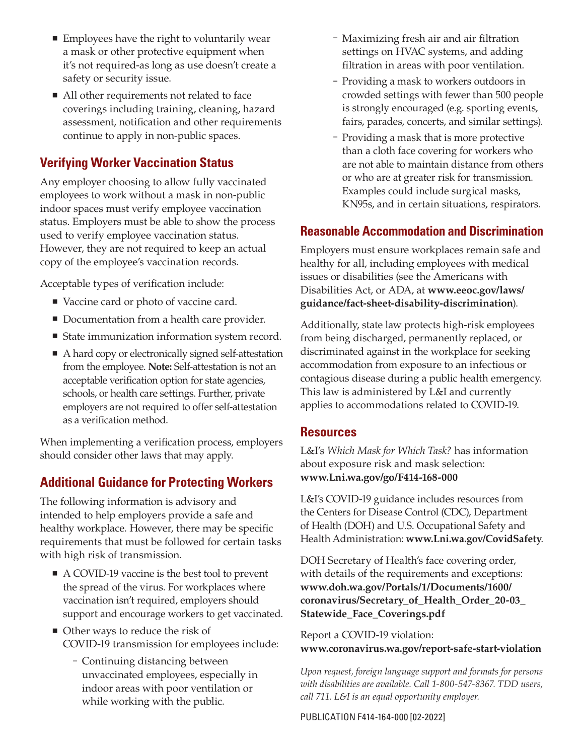- Employees have the right to voluntarily wear a mask or other protective equipment when it's not required-as long as use doesn't create a safety or security issue.
- All other requirements not related to face coverings including training, cleaning, hazard assessment, notification and other requirements continue to apply in non-public spaces.

## Verifying Worker Vaccination Status

Any employer choosing to allow fully vaccinated employees to work without a mask in non-public indoor spaces must verify employee vaccination status. Employers must be able to show the process used to verify employee vaccination status. However, they are not required to keep an actual copy of the employee's vaccination records.

Acceptable types of verification include:

- Vaccine card or photo of vaccine card.
- Documentation from a health care provider.
- State immunization information system record.
- A hard copy or electronically signed self-attestation from the employee. **Note:** Self-attestation is not an acceptable verification option for state agencies, schools, or health care settings. Further, private employers are not required to offer self-attestation as a verification method.

When implementing a verification process, employers should consider other laws that may apply.

## Additional Guidance for Protecting Workers

The following information is advisory and intended to help employers provide a safe and healthy workplace. However, there may be specific requirements that must be followed for certain tasks with high risk of transmission.

- A COVID-19 vaccine is the best tool to prevent the spread of the virus. For workplaces where vaccination isn't required, employers should support and encourage workers to get vaccinated.
- Other ways to reduce the risk of COVID-19 transmission for employees include:
  - Continuing distancing between unvaccinated employees, especially in indoor areas with poor ventilation or while working with the public.
  - Maximizing fresh air and air filtration settings on HVAC systems, and adding filtration in areas with poor ventilation.
  - Providing a mask to workers outdoors in crowded settings with fewer than 500 people is strongly encouraged (e.g. sporting events, fairs, parades, concerts, and similar settings).
  - Providing a mask that is more protective than a cloth face covering for workers who are not able to maintain distance from others or who are at greater risk for transmission. Examples could include surgical masks, KN95s, and in certain situations, respirators.

## Reasonable Accommodation and Discrimination

Employers must ensure workplaces remain safe and healthy for all, including employees with medical issues or disabilities (see the Americans with Disabilities Act, or ADA, at **www.eeoc.gov/laws/guidance/fact-sheet-disability-discrimination**).

Additionally, state law protects high-risk employees from being discharged, permanently replaced, or discriminated against in the workplace for seeking accommodation from exposure to an infectious or contagious disease during a public health emergency. This law is administered by L&I and currently applies to accommodations related to COVID-19.

## Resources

L&I's *Which Mask for Which Task?* has information about exposure risk and mask selection: **www.Lni.wa.gov/go/F414-168-000**

L&I's COVID-19 guidance includes resources from the Centers for Disease Control (CDC), Department of Health (DOH) and U.S. Occupational Safety and Health Administration: **www.Lni.wa.gov/CovidSafety**.

DOH Secretary of Health's face covering order, with details of the requirements and exceptions: **www.doh.wa.gov/Portals/1/Documents/1600/coronavirus/Secretary_of_Health_Order_20-03_Statewide_Face_Coverings.pdf**

Report a COVID-19 violation: **www.coronavirus.wa.gov/report-safe-start-violation**

*Upon request, foreign language support and formats for persons with disabilities are available. Call 1-800-547-8367. TDD users, call 711. L&I is an equal opportunity employer.*

PUBLICATION F414-164-000 [02-2022]